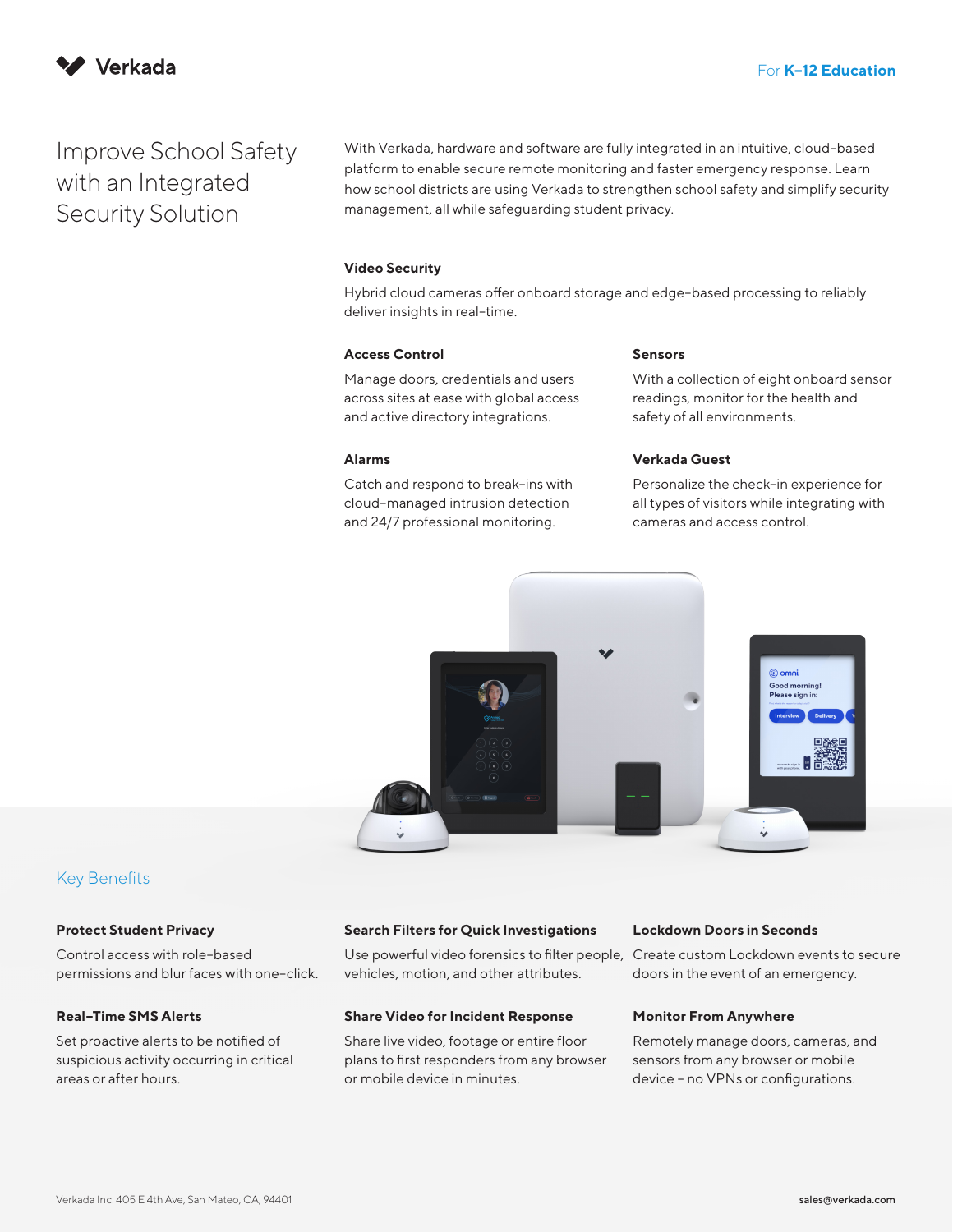Verkada

For **K-12 Education**

# Improve School Safety with an Integrated Security Solution

With Verkada, hardware and software are fully integrated in an intuitive, cloud-based platform to enable secure remote monitoring and faster emergency response. Learn how school districts are using Verkada to strengthen school safety and simplify security management, all while safeguarding student privacy.

### Video Security

Hybrid cloud cameras offer onboard storage and edge-based processing to reliably deliver insights in real-time.

### Access Control

Manage doors, credentials and users across sites at ease with global access and active directory integrations.

### Sensors

With a collection of eight onboard sensor readings, monitor for the health and safety of all environments.

### Alarms

Catch and respond to break-ins with cloud-managed intrusion detection and 24/7 professional monitoring.

### Verkada Guest

Personalize the check-in experience for all types of visitors while integrating with cameras and access control.

## Key Benefits

### Protect Student Privacy

Control access with role-based permissions and blur faces with one-click.

### Search Filters for Quick Investigations

Use powerful video forensics to filter people, vehicles, motion, and other attributes.

### Lockdown Doors in Seconds

Create custom Lockdown events to secure doors in the event of an emergency.

### Real-Time SMS Alerts

Set proactive alerts to be notified of suspicious activity occurring in critical areas or after hours.

### Share Video for Incident Response

Share live video, footage or entire floor plans to first responders from any browser or mobile device in minutes.

### Monitor From Anywhere

Remotely manage doors, cameras, and sensors from any browser or mobile device – no VPNs or configurations.

Verkada Inc. 405 E 4th Ave, San Mateo, CA, 94401

sales@verkada.com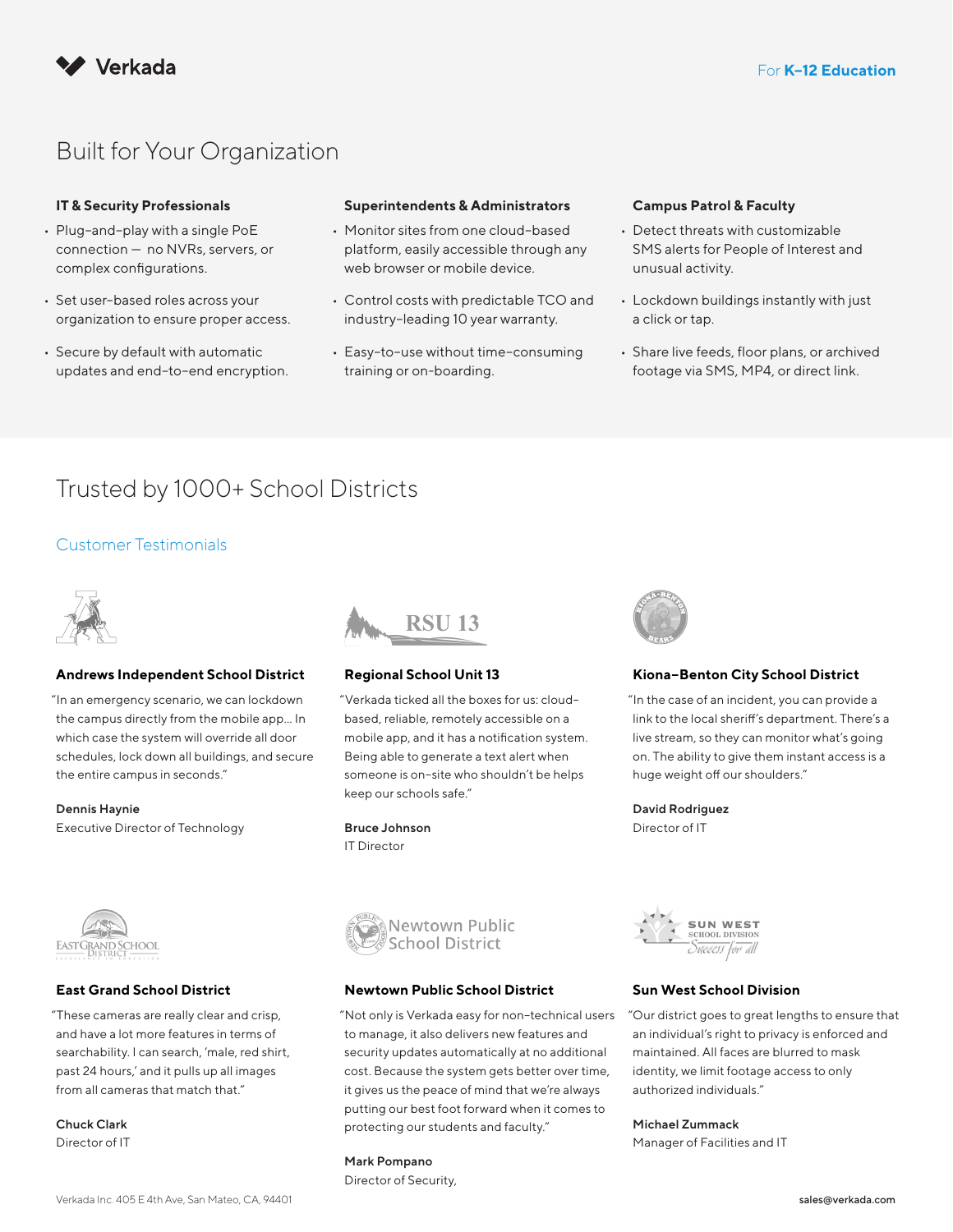Verkada

For **K–12 Education**

# Built for Your Organization

### IT & Security Professionals

- Plug-and-play with a single PoE connection — no NVRs, servers, or complex configurations.
- Set user-based roles across your organization to ensure proper access.
- Secure by default with automatic updates and end-to-end encryption.

### Superintendents & Administrators

- Monitor sites from one cloud-based platform, easily accessible through any web browser or mobile device.
- Control costs with predictable TCO and industry-leading 10 year warranty.
- Easy-to-use without time-consuming training or on-boarding.

### Campus Patrol & Faculty

- Detect threats with customizable SMS alerts for People of Interest and unusual activity.
- Lockdown buildings instantly with just a click or tap.
- Share live feeds, floor plans, or archived footage via SMS, MP4, or direct link.

# Trusted by 1000+ School Districts

## Customer Testimonials

### Andrews Independent School District

"In an emergency scenario, we can lockdown the campus directly from the mobile app… In which case the system will override all door schedules, lock down all buildings, and secure the entire campus in seconds."

**Dennis Haynie**
Executive Director of Technology

### Regional School Unit 13

"Verkada ticked all the boxes for us: cloud-based, reliable, remotely accessible on a mobile app, and it has a notification system. Being able to generate a text alert when someone is on-site who shouldn't be helps keep our schools safe."

**Bruce Johnson**
IT Director

### Kiona-Benton City School District

"In the case of an incident, you can provide a link to the local sheriff's department. There's a live stream, so they can monitor what's going on. The ability to give them instant access is a huge weight off our shoulders."

**David Rodriguez**
Director of IT

### East Grand School District

"These cameras are really clear and crisp, and have a lot more features in terms of searchability. I can search, 'male, red shirt, past 24 hours,' and it pulls up all images from all cameras that match that."

**Chuck Clark**
Director of IT

### Newtown Public School District

"Not only is Verkada easy for non-technical users to manage, it also delivers new features and security updates automatically at no additional cost. Because the system gets better over time, it gives us the peace of mind that we're always putting our best foot forward when it comes to protecting our students and faculty."

**Mark Pompano**
Director of Security,

### Sun West School Division

"Our district goes to great lengths to ensure that an individual's right to privacy is enforced and maintained. All faces are blurred to mask identity, we limit footage access to only authorized individuals."

**Michael Zummack**
Manager of Facilities and IT

Verkada Inc. 405 E 4th Ave, San Mateo, CA, 94401

sales@verkada.com